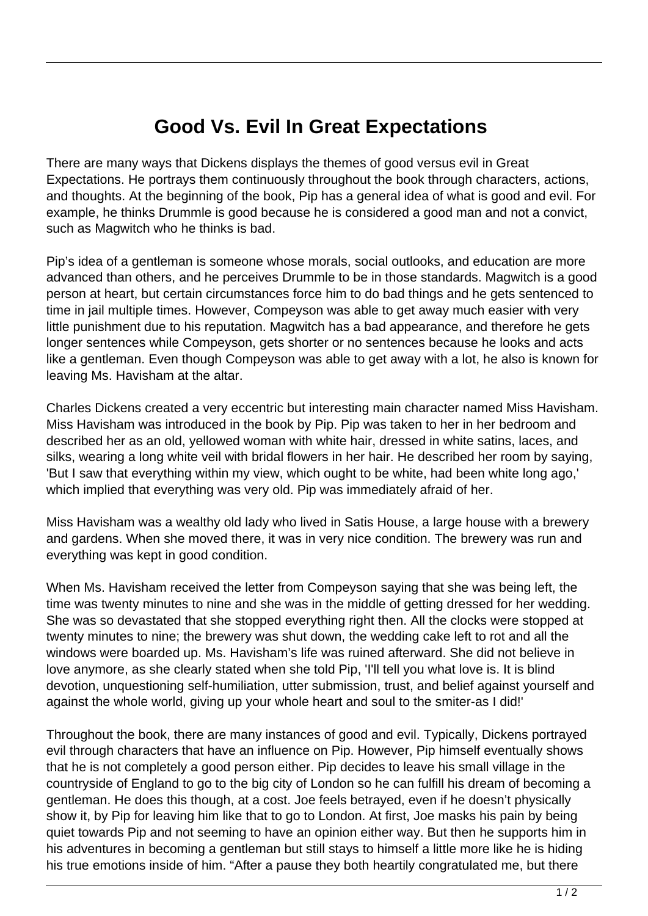# Good Vs. Evil In Great Expectations

There are many ways that Dickens displays the themes of good versus evil in Great Expectations. He portrays them continuously throughout the book through characters, actions, and thoughts. At the beginning of the book, Pip has a general idea of what is good and evil. For example, he thinks Drummle is good because he is considered a good man and not a convict, such as Magwitch who he thinks is bad.

Pip's idea of a gentleman is someone whose morals, social outlooks, and education are more advanced than others, and he perceives Drummle to be in those standards. Magwitch is a good person at heart, but certain circumstances force him to do bad things and he gets sentenced to time in jail multiple times. However, Compeyson was able to get away much easier with very little punishment due to his reputation. Magwitch has a bad appearance, and therefore he gets longer sentences while Compeyson, gets shorter or no sentences because he looks and acts like a gentleman. Even though Compeyson was able to get away with a lot, he also is known for leaving Ms. Havisham at the altar.

Charles Dickens created a very eccentric but interesting main character named Miss Havisham. Miss Havisham was introduced in the book by Pip. Pip was taken to her in her bedroom and described her as an old, yellowed woman with white hair, dressed in white satins, laces, and silks, wearing a long white veil with bridal flowers in her hair. He described her room by saying, 'But I saw that everything within my view, which ought to be white, had been white long ago,' which implied that everything was very old. Pip was immediately afraid of her.

Miss Havisham was a wealthy old lady who lived in Satis House, a large house with a brewery and gardens. When she moved there, it was in very nice condition. The brewery was run and everything was kept in good condition.

When Ms. Havisham received the letter from Compeyson saying that she was being left, the time was twenty minutes to nine and she was in the middle of getting dressed for her wedding. She was so devastated that she stopped everything right then. All the clocks were stopped at twenty minutes to nine; the brewery was shut down, the wedding cake left to rot and all the windows were boarded up. Ms. Havisham's life was ruined afterward. She did not believe in love anymore, as she clearly stated when she told Pip, 'I'll tell you what love is. It is blind devotion, unquestioning self-humiliation, utter submission, trust, and belief against yourself and against the whole world, giving up your whole heart and soul to the smiter-as I did!'

Throughout the book, there are many instances of good and evil. Typically, Dickens portrayed evil through characters that have an influence on Pip. However, Pip himself eventually shows that he is not completely a good person either. Pip decides to leave his small village in the countryside of England to go to the big city of London so he can fulfill his dream of becoming a gentleman. He does this though, at a cost. Joe feels betrayed, even if he doesn't physically show it, by Pip for leaving him like that to go to London. At first, Joe masks his pain by being quiet towards Pip and not seeming to have an opinion either way. But then he supports him in his adventures in becoming a gentleman but still stays to himself a little more like he is hiding his true emotions inside of him. "After a pause they both heartily congratulated me, but there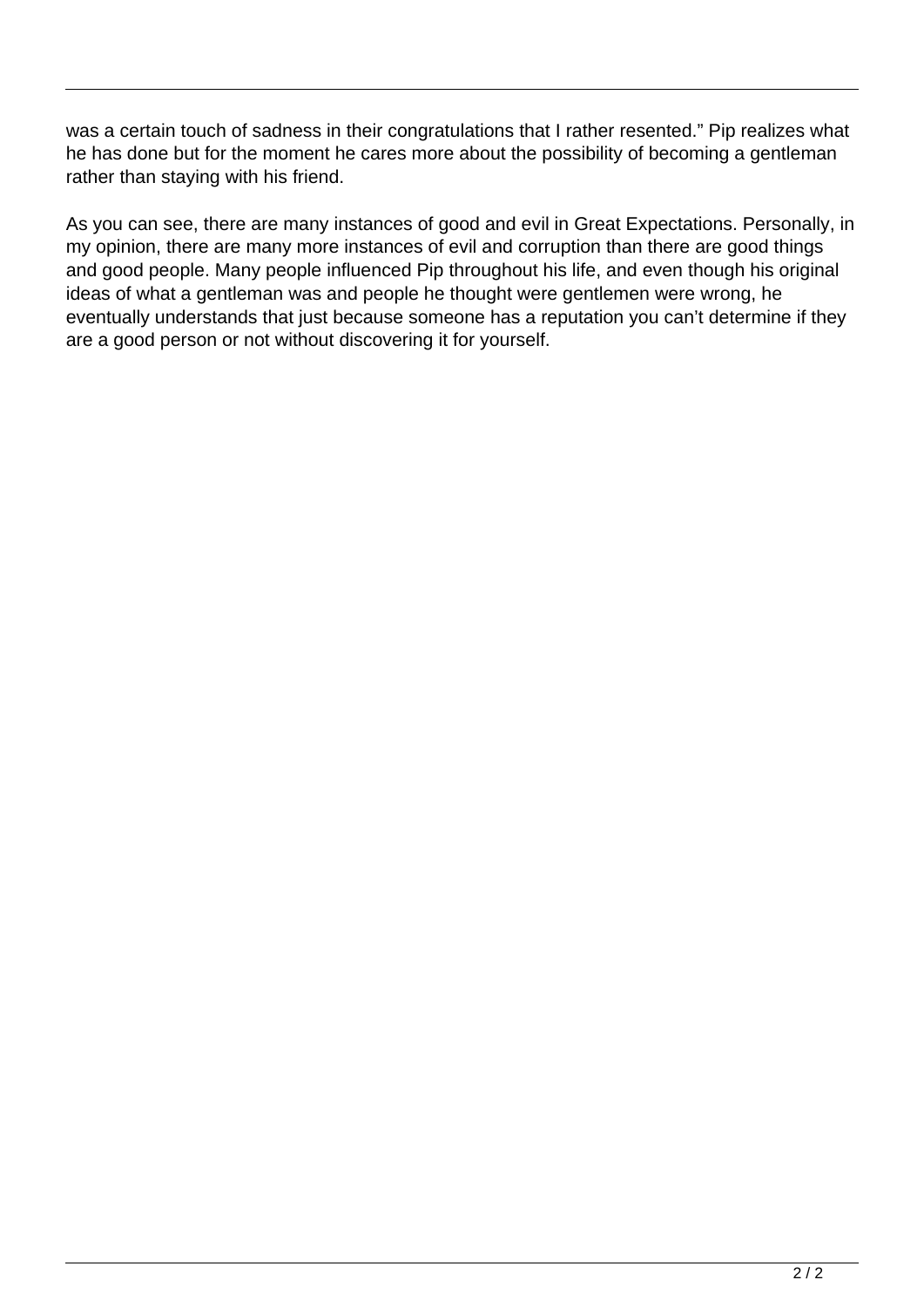was a certain touch of sadness in their congratulations that I rather resented." Pip realizes what he has done but for the moment he cares more about the possibility of becoming a gentleman rather than staying with his friend.

As you can see, there are many instances of good and evil in Great Expectations. Personally, in my opinion, there are many more instances of evil and corruption than there are good things and good people. Many people influenced Pip throughout his life, and even though his original ideas of what a gentleman was and people he thought were gentlemen were wrong, he eventually understands that just because someone has a reputation you can't determine if they are a good person or not without discovering it for yourself.